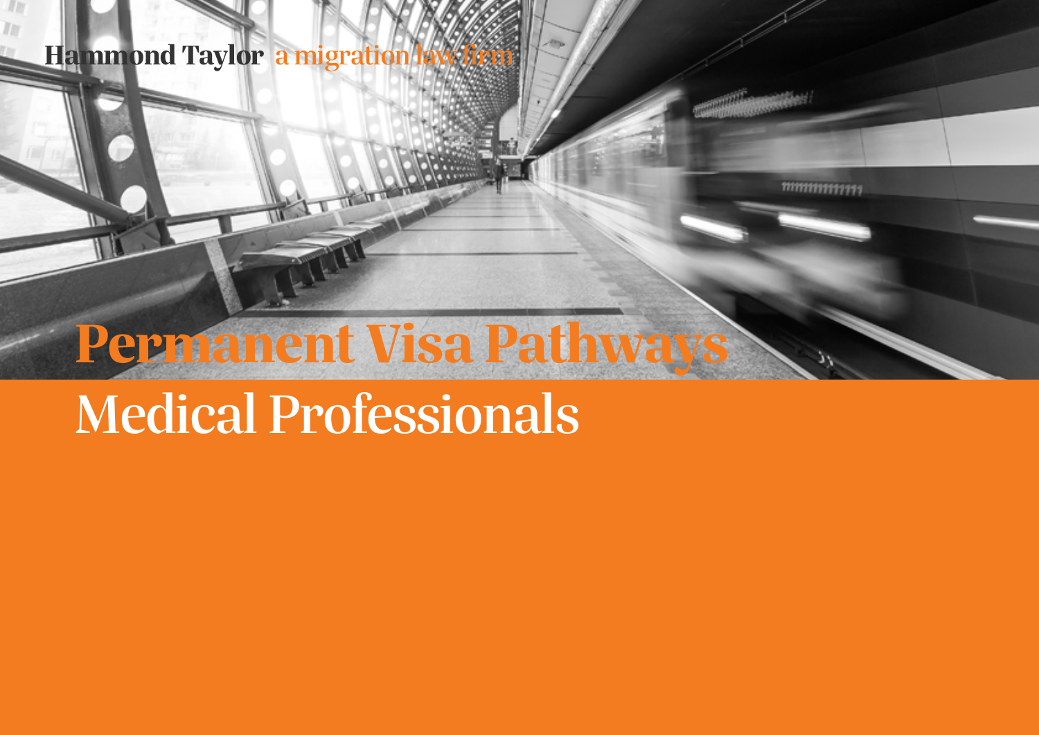Hammond Taylor a migration law firm

# Permanent Visa Pathways

## Medical Professionals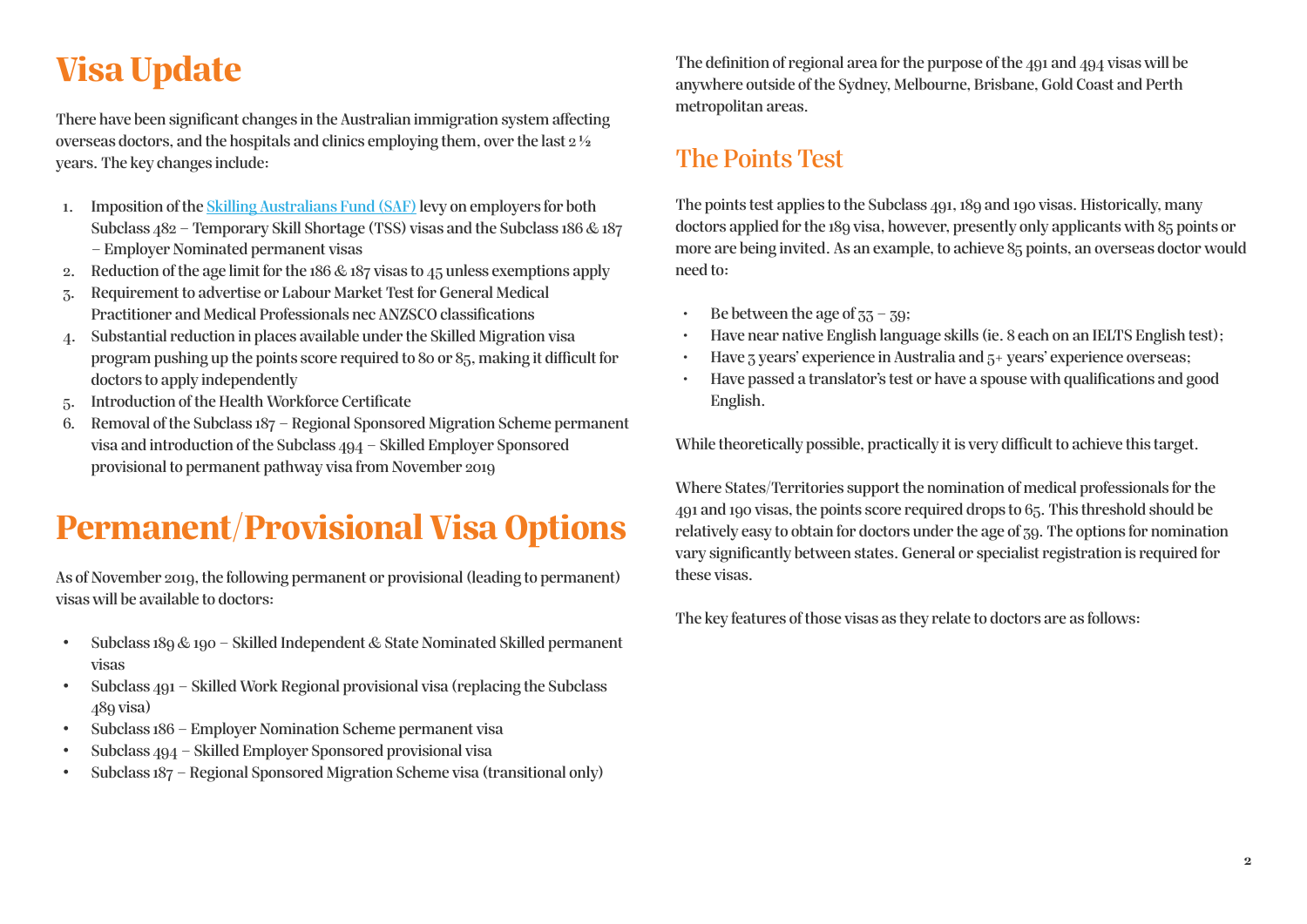# Visa Update

There have been significant changes in the Australian immigration system affecting overseas doctors, and the hospitals and clinics employing them, over the last 2 ½ years. The key changes include:

1. Imposition of the [Skilling Australians Fund (SAF)] levy on employers for both Subclass 482 – Temporary Skill Shortage (TSS) visas and the Subclass 186 & 187 – Employer Nominated permanent visas
2. Reduction of the age limit for the 186 & 187 visas to 45 unless exemptions apply
3. Requirement to advertise or Labour Market Test for General Medical Practitioner and Medical Professionals nec ANZSCO classifications
4. Substantial reduction in places available under the Skilled Migration visa program pushing up the points score required to 80 or 85, making it difficult for doctors to apply independently
5. Introduction of the Health Workforce Certificate
6. Removal of the Subclass 187 – Regional Sponsored Migration Scheme permanent visa and introduction of the Subclass 494 – Skilled Employer Sponsored provisional to permanent pathway visa from November 2019

# Permanent/Provisional Visa Options

As of November 2019, the following permanent or provisional (leading to permanent) visas will be available to doctors:

- Subclass 189 & 190 – Skilled Independent & State Nominated Skilled permanent visas
- Subclass 491 – Skilled Work Regional provisional visa (replacing the Subclass 489 visa)
- Subclass 186 – Employer Nomination Scheme permanent visa
- Subclass 494 – Skilled Employer Sponsored provisional visa
- Subclass 187 – Regional Sponsored Migration Scheme visa (transitional only)

The definition of regional area for the purpose of the 491 and 494 visas will be anywhere outside of the Sydney, Melbourne, Brisbane, Gold Coast and Perth metropolitan areas.

## The Points Test

The points test applies to the Subclass 491, 189 and 190 visas. Historically, many doctors applied for the 189 visa, however, presently only applicants with 85 points or more are being invited. As an example, to achieve 85 points, an overseas doctor would need to:

- Be between the age of 33 – 39;
- Have near native English language skills (ie. 8 each on an IELTS English test);
- Have 3 years' experience in Australia and 5+ years' experience overseas;
- Have passed a translator's test or have a spouse with qualifications and good English.

While theoretically possible, practically it is very difficult to achieve this target.

Where States/Territories support the nomination of medical professionals for the 491 and 190 visas, the points score required drops to 65. This threshold should be relatively easy to obtain for doctors under the age of 39. The options for nomination vary significantly between states. General or specialist registration is required for these visas.

The key features of those visas as they relate to doctors are as follows: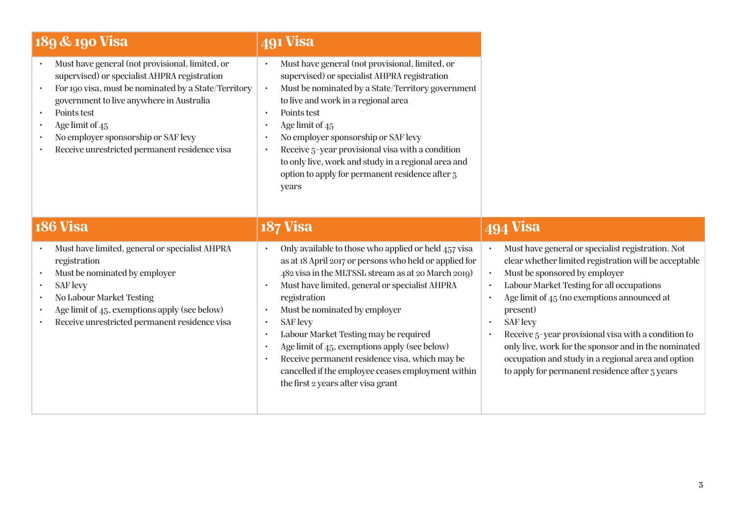## 189 & 190 Visa

- Must have general (not provisional, limited, or supervised) or specialist AHPRA registration
- For 190 visa, must be nominated by a State/Territory government to live anywhere in Australia
- Points test
- Age limit of 45
- No employer sponsorship or SAF levy
- Receive unrestricted permanent residence visa

## 491 Visa

- Must have general (not provisional, limited, or supervised) or specialist AHPRA registration
- Must be nominated by a State/Territory government to live and work in a regional area
- Points test
- Age limit of 45
- No employer sponsorship or SAF levy
- Receive 5-year provisional visa with a condition to only live, work and study in a regional area and option to apply for permanent residence after 3 years

## 186 Visa

- Must have limited, general or specialist AHPRA registration
- Must be nominated by employer
- SAF levy
- No Labour Market Testing
- Age limit of 45, exemptions apply (see below)
- Receive unrestricted permanent residence visa

## 187 Visa

- Only available to those who applied or held 457 visa as at 18 April 2017 or persons who held or applied for 482 visa in the MLTSSL stream as at 20 March 2019)
- Must have limited, general or specialist AHPRA registration
- Must be nominated by employer
- SAF levy
- Labour Market Testing may be required
- Age limit of 45, exemptions apply (see below)
- Receive permanent residence visa, which may be cancelled if the employee ceases employment within the first 2 years after visa grant

## 494 Visa

- Must have general or specialist registration. Not clear whether limited registration will be acceptable
- Must be sponsored by employer
- Labour Market Testing for all occupations
- Age limit of 45 (no exemptions announced at present)
- SAF levy
- Receive 5-year provisional visa with a condition to only live, work for the sponsor and in the nominated occupation and study in a regional area and option to apply for permanent residence after 3 years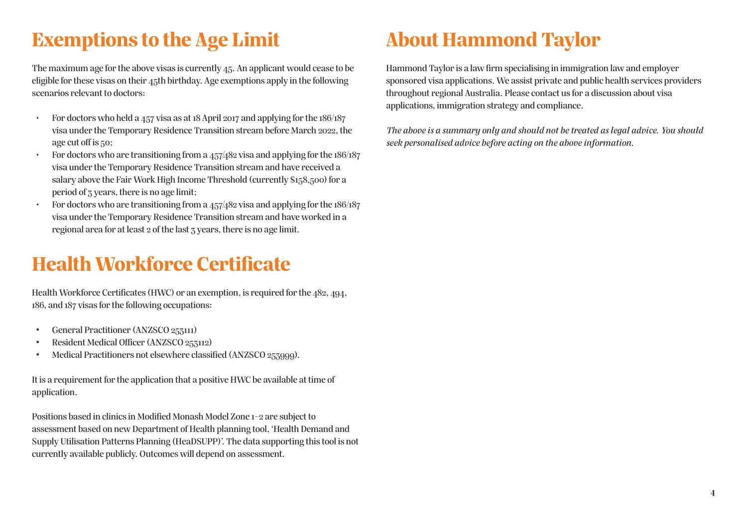# Exemptions to the Age Limit

The maximum age for the above visas is currently 45. An applicant would cease to be eligible for these visas on their 45th birthday. Age exemptions apply in the following scenarios relevant to doctors:

- For doctors who held a 457 visa as at 18 April 2017 and applying for the 186/187 visa under the Temporary Residence Transition stream before March 2022, the age cut off is 50;
- For doctors who are transitioning from a 457/482 visa and applying for the 186/187 visa under the Temporary Residence Transition stream and have received a salary above the Fair Work High Income Threshold (currently $158,500) for a period of 3 years, there is no age limit;
- For doctors who are transitioning from a 457/482 visa and applying for the 186/187 visa under the Temporary Residence Transition stream and have worked in a regional area for at least 2 of the last 3 years, there is no age limit.

# Health Workforce Certificate

Health Workforce Certificates (HWC) or an exemption, is required for the 482, 494, 186, and 187 visas for the following occupations:

- General Practitioner (ANZSCO 253111)
- Resident Medical Officer (ANZSCO 253112)
- Medical Practitioners not elsewhere classified (ANZSCO 253999).

It is a requirement for the application that a positive HWC be available at time of application.

Positions based in clinics in Modified Monash Model Zone 1-2 are subject to assessment based on new Department of Health planning tool, 'Health Demand and Supply Utilisation Patterns Planning (HeaDSUPP)'. The data supporting this tool is not currently available publicly. Outcomes will depend on assessment.

# About Hammond Taylor

Hammond Taylor is a law firm specialising in immigration law and employer sponsored visa applications. We assist private and public health services providers throughout regional Australia. Please contact us for a discussion about visa applications, immigration strategy and compliance.

*The above is a summary only and should not be treated as legal advice. You should seek personalised advice before acting on the above information.*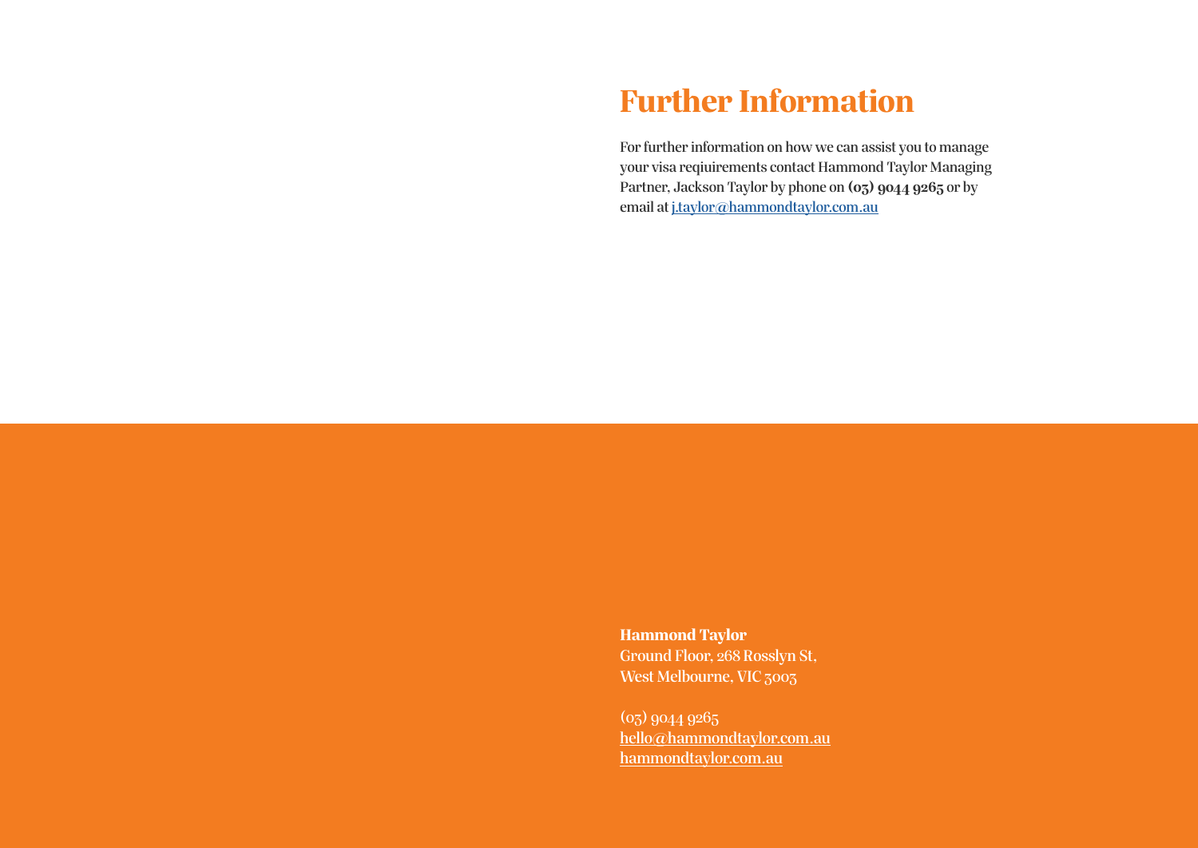# Further Information

For further information on how we can assist you to manage your visa reqiuirements contact Hammond Taylor Managing Partner, Jackson Taylor by phone on **(03) 9044 9265** or by email at j.taylor@hammondtaylor.com.au

**Hammond Taylor**
Ground Floor, 268 Rosslyn St,
West Melbourne, VIC 3003

(03) 9044 9265
hello@hammondtaylor.com.au
hammondtaylor.com.au